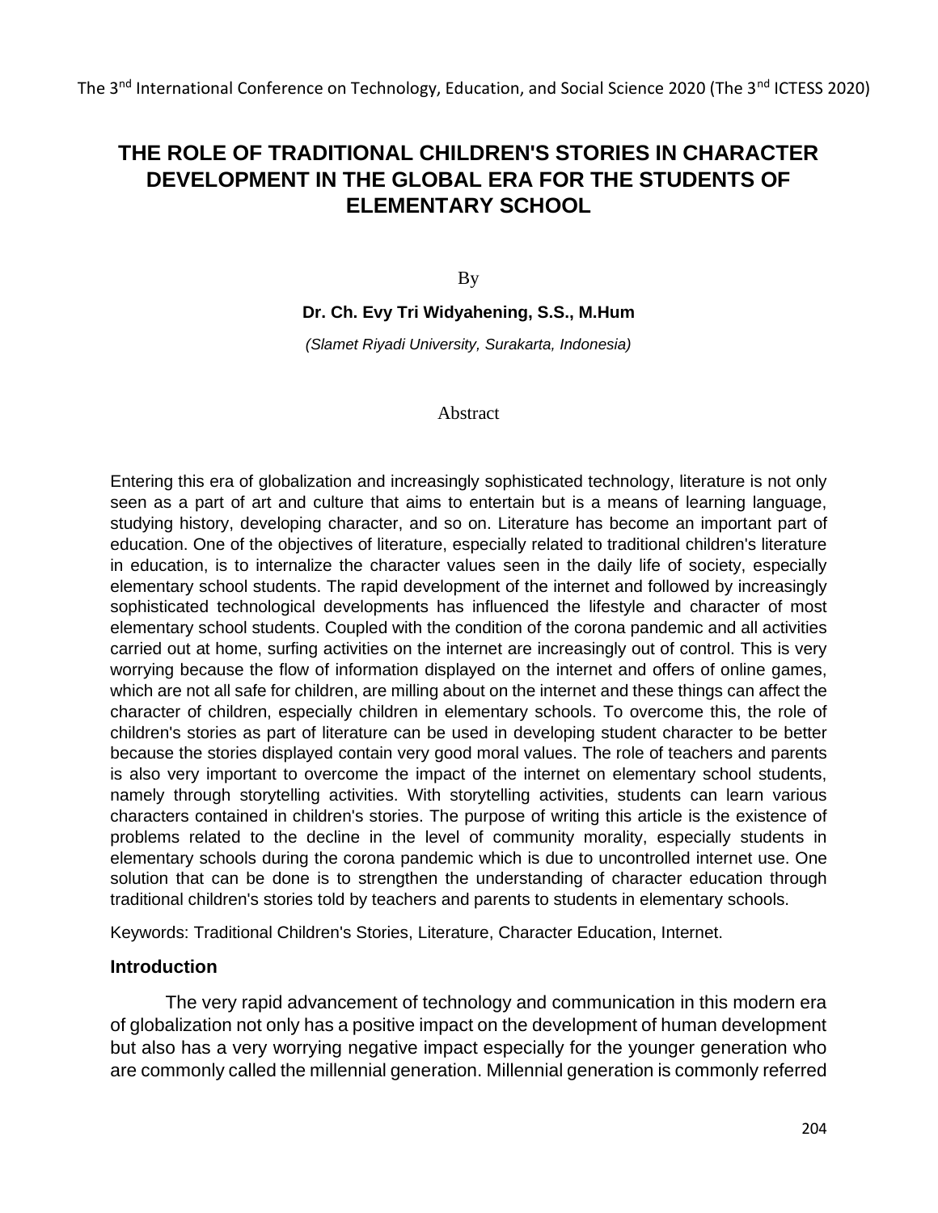# THE ROLE OF TRADITIONAL CHILDREN'S STORIES IN CHARACTER DEVELOPMENT IN THE GLOBAL ERA FOR THE STUDENTS OF ELEMENTARY SCHOOL

By

**Dr. Ch. Evy Tri Widyahening, S.S., M.Hum**

*(Slamet Riyadi University, Surakarta, Indonesia)*

## Abstract

Entering this era of globalization and increasingly sophisticated technology, literature is not only seen as a part of art and culture that aims to entertain but is a means of learning language, studying history, developing character, and so on. Literature has become an important part of education. One of the objectives of literature, especially related to traditional children's literature in education, is to internalize the character values seen in the daily life of society, especially elementary school students. The rapid development of the internet and followed by increasingly sophisticated technological developments has influenced the lifestyle and character of most elementary school students. Coupled with the condition of the corona pandemic and all activities carried out at home, surfing activities on the internet are increasingly out of control. This is very worrying because the flow of information displayed on the internet and offers of online games, which are not all safe for children, are milling about on the internet and these things can affect the character of children, especially children in elementary schools. To overcome this, the role of children's stories as part of literature can be used in developing student character to be better because the stories displayed contain very good moral values. The role of teachers and parents is also very important to overcome the impact of the internet on elementary school students, namely through storytelling activities. With storytelling activities, students can learn various characters contained in children's stories. The purpose of writing this article is the existence of problems related to the decline in the level of community morality, especially students in elementary schools during the corona pandemic which is due to uncontrolled internet use. One solution that can be done is to strengthen the understanding of character education through traditional children's stories told by teachers and parents to students in elementary schools.

Keywords: Traditional Children's Stories, Literature, Character Education, Internet.

## Introduction

The very rapid advancement of technology and communication in this modern era of globalization not only has a positive impact on the development of human development but also has a very worrying negative impact especially for the younger generation who are commonly called the millennial generation. Millennial generation is commonly referred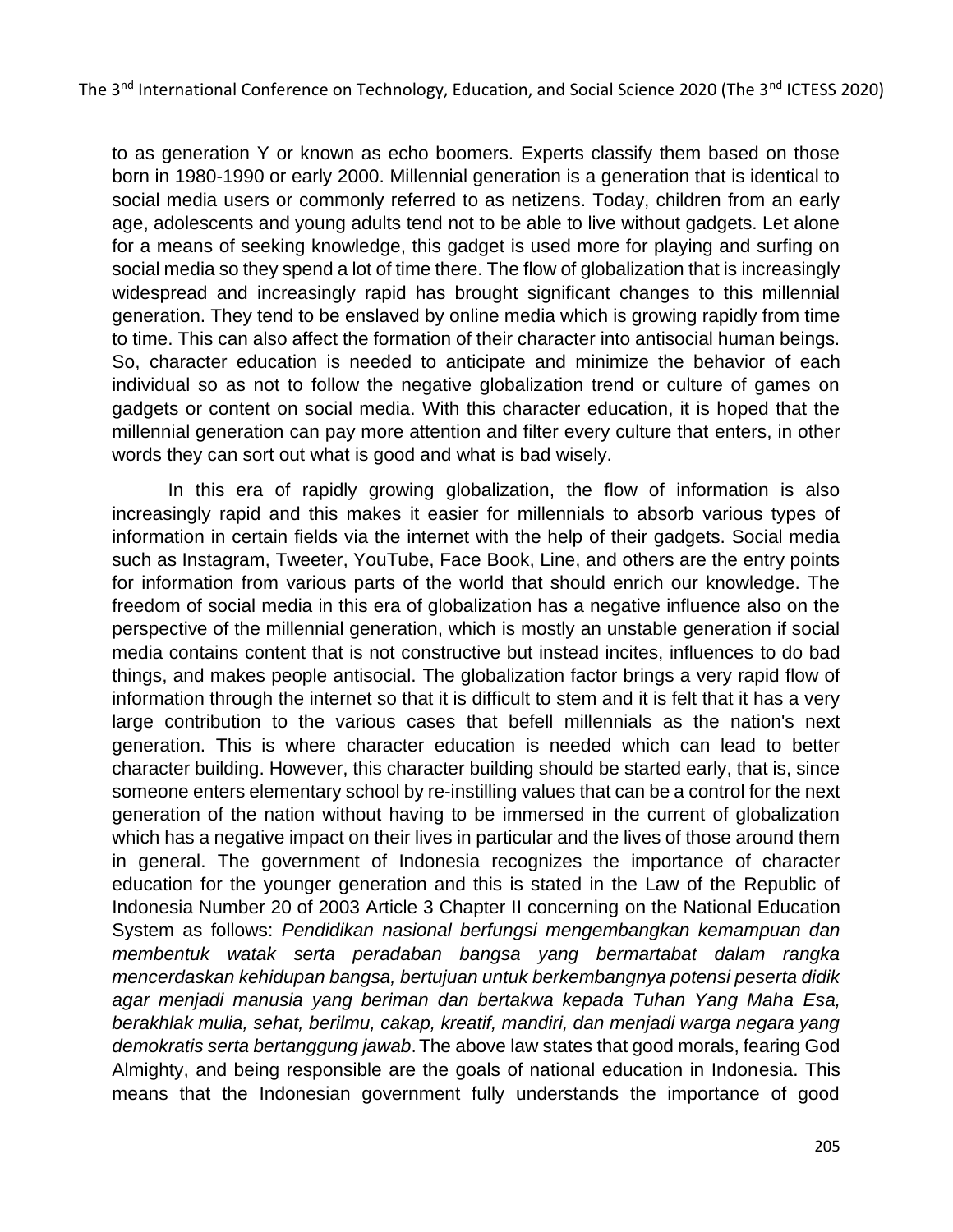to as generation Y or known as echo boomers. Experts classify them based on those born in 1980-1990 or early 2000. Millennial generation is a generation that is identical to social media users or commonly referred to as netizens. Today, children from an early age, adolescents and young adults tend not to be able to live without gadgets. Let alone for a means of seeking knowledge, this gadget is used more for playing and surfing on social media so they spend a lot of time there. The flow of globalization that is increasingly widespread and increasingly rapid has brought significant changes to this millennial generation. They tend to be enslaved by online media which is growing rapidly from time to time. This can also affect the formation of their character into antisocial human beings. So, character education is needed to anticipate and minimize the behavior of each individual so as not to follow the negative globalization trend or culture of games on gadgets or content on social media. With this character education, it is hoped that the millennial generation can pay more attention and filter every culture that enters, in other words they can sort out what is good and what is bad wisely.

In this era of rapidly growing globalization, the flow of information is also increasingly rapid and this makes it easier for millennials to absorb various types of information in certain fields via the internet with the help of their gadgets. Social media such as Instagram, Tweeter, YouTube, Face Book, Line, and others are the entry points for information from various parts of the world that should enrich our knowledge. The freedom of social media in this era of globalization has a negative influence also on the perspective of the millennial generation, which is mostly an unstable generation if social media contains content that is not constructive but instead incites, influences to do bad things, and makes people antisocial. The globalization factor brings a very rapid flow of information through the internet so that it is difficult to stem and it is felt that it has a very large contribution to the various cases that befell millennials as the nation's next generation. This is where character education is needed which can lead to better character building. However, this character building should be started early, that is, since someone enters elementary school by re-instilling values that can be a control for the next generation of the nation without having to be immersed in the current of globalization which has a negative impact on their lives in particular and the lives of those around them in general. The government of Indonesia recognizes the importance of character education for the younger generation and this is stated in the Law of the Republic of Indonesia Number 20 of 2003 Article 3 Chapter II concerning on the National Education System as follows: *Pendidikan nasional berfungsi mengembangkan kemampuan dan membentuk watak serta peradaban bangsa yang bermartabat dalam rangka mencerdaskan kehidupan bangsa, bertujuan untuk berkembangnya potensi peserta didik agar menjadi manusia yang beriman dan bertakwa kepada Tuhan Yang Maha Esa, berakhlak mulia, sehat, berilmu, cakap, kreatif, mandiri, dan menjadi warga negara yang demokratis serta bertanggung jawab*. The above law states that good morals, fearing God Almighty, and being responsible are the goals of national education in Indonesia. This means that the Indonesian government fully understands the importance of good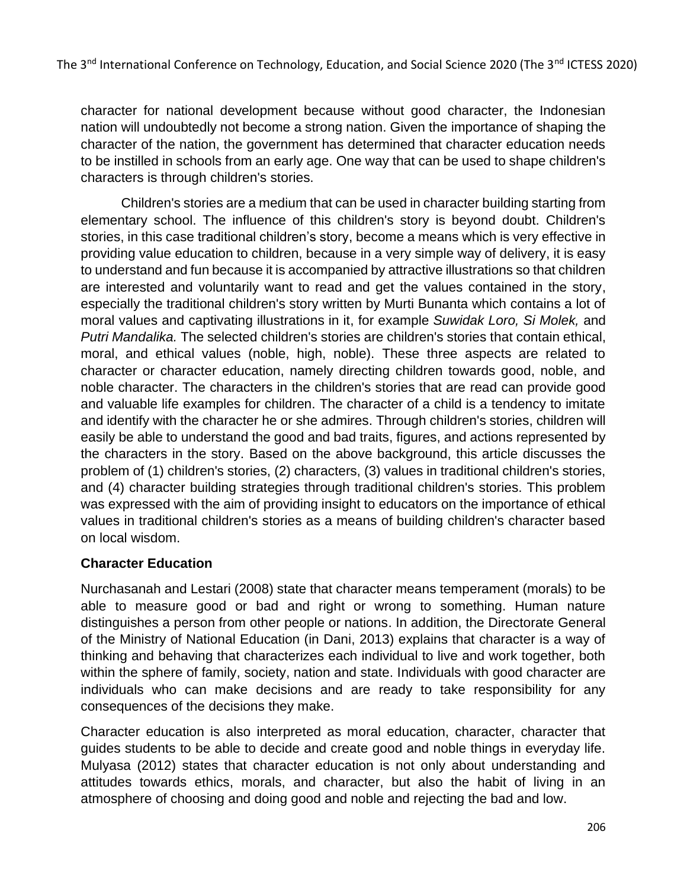character for national development because without good character, the Indonesian nation will undoubtedly not become a strong nation. Given the importance of shaping the character of the nation, the government has determined that character education needs to be instilled in schools from an early age. One way that can be used to shape children's characters is through children's stories.

Children's stories are a medium that can be used in character building starting from elementary school. The influence of this children's story is beyond doubt. Children's stories, in this case traditional children's story, become a means which is very effective in providing value education to children, because in a very simple way of delivery, it is easy to understand and fun because it is accompanied by attractive illustrations so that children are interested and voluntarily want to read and get the values contained in the story, especially the traditional children's story written by Murti Bunanta which contains a lot of moral values and captivating illustrations in it, for example *Suwidak Loro, Si Molek,* and *Putri Mandalika.* The selected children's stories are children's stories that contain ethical, moral, and ethical values (noble, high, noble). These three aspects are related to character or character education, namely directing children towards good, noble, and noble character. The characters in the children's stories that are read can provide good and valuable life examples for children. The character of a child is a tendency to imitate and identify with the character he or she admires. Through children's stories, children will easily be able to understand the good and bad traits, figures, and actions represented by the characters in the story. Based on the above background, this article discusses the problem of (1) children's stories, (2) characters, (3) values in traditional children's stories, and (4) character building strategies through traditional children's stories. This problem was expressed with the aim of providing insight to educators on the importance of ethical values in traditional children's stories as a means of building children's character based on local wisdom.

## Character Education

Nurchasanah and Lestari (2008) state that character means temperament (morals) to be able to measure good or bad and right or wrong to something. Human nature distinguishes a person from other people or nations. In addition, the Directorate General of the Ministry of National Education (in Dani, 2013) explains that character is a way of thinking and behaving that characterizes each individual to live and work together, both within the sphere of family, society, nation and state. Individuals with good character are individuals who can make decisions and are ready to take responsibility for any consequences of the decisions they make.

Character education is also interpreted as moral education, character, character that guides students to be able to decide and create good and noble things in everyday life. Mulyasa (2012) states that character education is not only about understanding and attitudes towards ethics, morals, and character, but also the habit of living in an atmosphere of choosing and doing good and noble and rejecting the bad and low.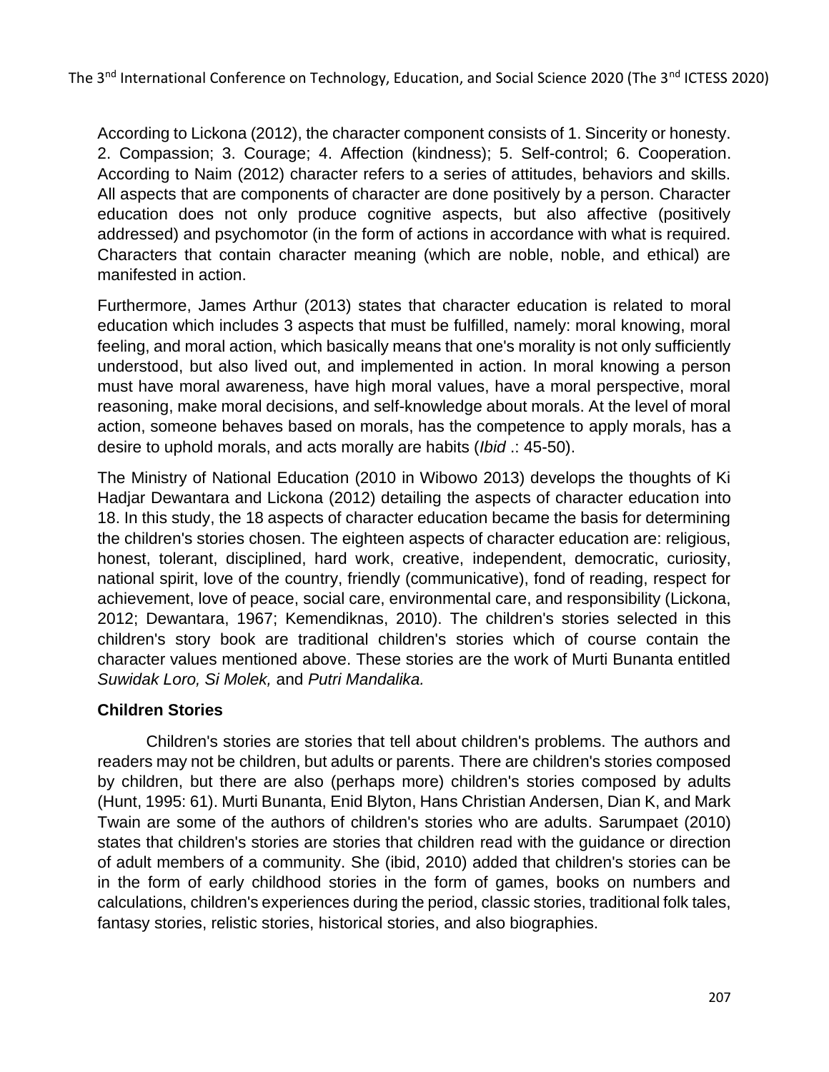According to Lickona (2012), the character component consists of 1. Sincerity or honesty. 2. Compassion; 3. Courage; 4. Affection (kindness); 5. Self-control; 6. Cooperation. According to Naim (2012) character refers to a series of attitudes, behaviors and skills. All aspects that are components of character are done positively by a person. Character education does not only produce cognitive aspects, but also affective (positively addressed) and psychomotor (in the form of actions in accordance with what is required. Characters that contain character meaning (which are noble, noble, and ethical) are manifested in action.

Furthermore, James Arthur (2013) states that character education is related to moral education which includes 3 aspects that must be fulfilled, namely: moral knowing, moral feeling, and moral action, which basically means that one's morality is not only sufficiently understood, but also lived out, and implemented in action. In moral knowing a person must have moral awareness, have high moral values, have a moral perspective, moral reasoning, make moral decisions, and self-knowledge about morals. At the level of moral action, someone behaves based on morals, has the competence to apply morals, has a desire to uphold morals, and acts morally are habits (*Ibid* .: 45-50).

The Ministry of National Education (2010 in Wibowo 2013) develops the thoughts of Ki Hadjar Dewantara and Lickona (2012) detailing the aspects of character education into 18. In this study, the 18 aspects of character education became the basis for determining the children's stories chosen. The eighteen aspects of character education are: religious, honest, tolerant, disciplined, hard work, creative, independent, democratic, curiosity, national spirit, love of the country, friendly (communicative), fond of reading, respect for achievement, love of peace, social care, environmental care, and responsibility (Lickona, 2012; Dewantara, 1967; Kemendiknas, 2010). The children's stories selected in this children's story book are traditional children's stories which of course contain the character values mentioned above. These stories are the work of Murti Bunanta entitled *Suwidak Loro, Si Molek,* and *Putri Mandalika.*

### Children Stories

Children's stories are stories that tell about children's problems. The authors and readers may not be children, but adults or parents. There are children's stories composed by children, but there are also (perhaps more) children's stories composed by adults (Hunt, 1995: 61). Murti Bunanta, Enid Blyton, Hans Christian Andersen, Dian K, and Mark Twain are some of the authors of children's stories who are adults. Sarumpaet (2010) states that children's stories are stories that children read with the guidance or direction of adult members of a community. She (ibid, 2010) added that children's stories can be in the form of early childhood stories in the form of games, books on numbers and calculations, children's experiences during the period, classic stories, traditional folk tales, fantasy stories, relistic stories, historical stories, and also biographies.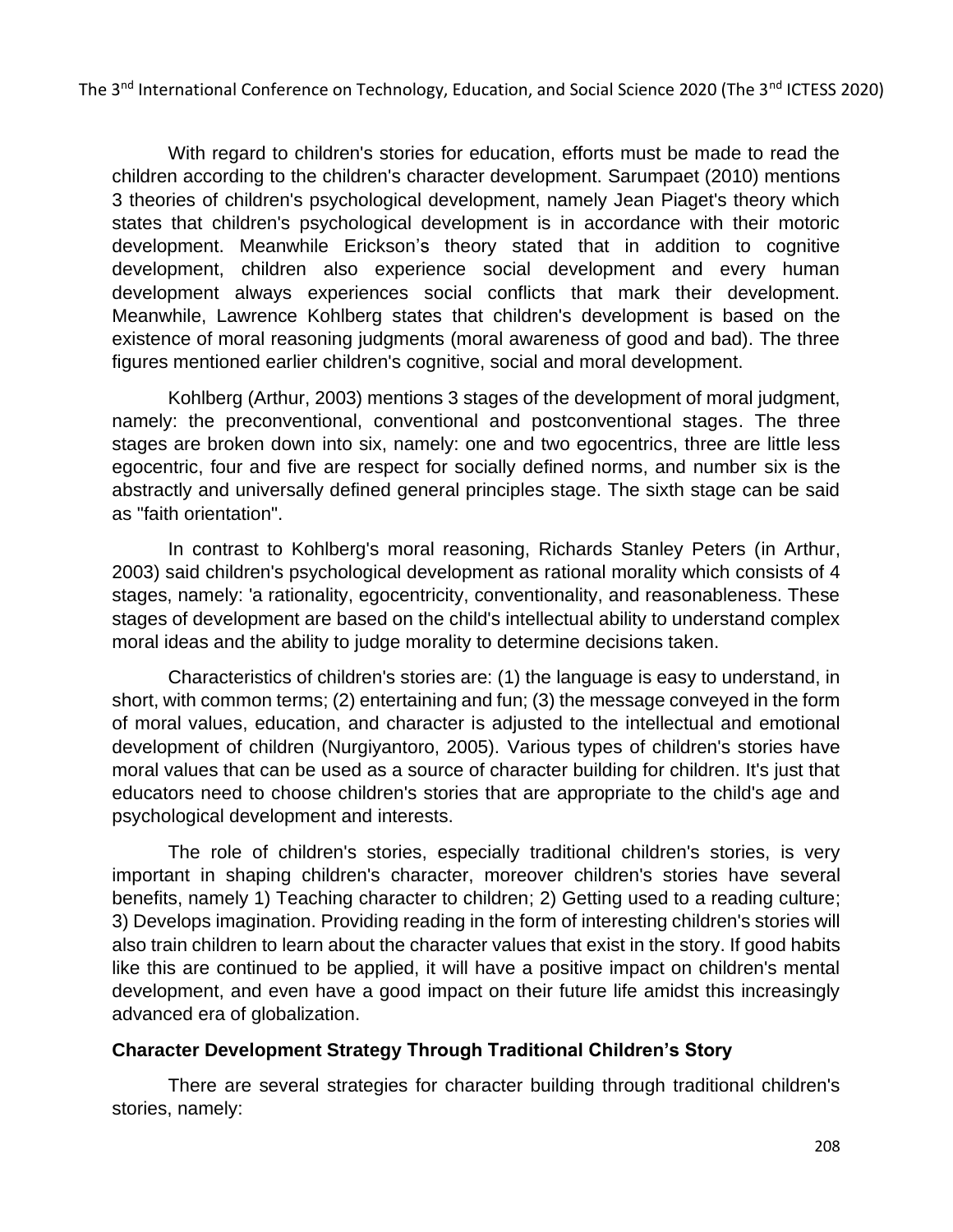With regard to children's stories for education, efforts must be made to read the children according to the children's character development. Sarumpaet (2010) mentions 3 theories of children's psychological development, namely Jean Piaget's theory which states that children's psychological development is in accordance with their motoric development. Meanwhile Erickson's theory stated that in addition to cognitive development, children also experience social development and every human development always experiences social conflicts that mark their development. Meanwhile, Lawrence Kohlberg states that children's development is based on the existence of moral reasoning judgments (moral awareness of good and bad). The three figures mentioned earlier children's cognitive, social and moral development.

Kohlberg (Arthur, 2003) mentions 3 stages of the development of moral judgment, namely: the preconventional, conventional and postconventional stages. The three stages are broken down into six, namely: one and two egocentrics, three are little less egocentric, four and five are respect for socially defined norms, and number six is the abstractly and universally defined general principles stage. The sixth stage can be said as "faith orientation".

In contrast to Kohlberg's moral reasoning, Richards Stanley Peters (in Arthur, 2003) said children's psychological development as rational morality which consists of 4 stages, namely: 'a rationality, egocentricity, conventionality, and reasonableness. These stages of development are based on the child's intellectual ability to understand complex moral ideas and the ability to judge morality to determine decisions taken.

Characteristics of children's stories are: (1) the language is easy to understand, in short, with common terms; (2) entertaining and fun; (3) the message conveyed in the form of moral values, education, and character is adjusted to the intellectual and emotional development of children (Nurgiyantoro, 2005). Various types of children's stories have moral values that can be used as a source of character building for children. It's just that educators need to choose children's stories that are appropriate to the child's age and psychological development and interests.

The role of children's stories, especially traditional children's stories, is very important in shaping children's character, moreover children's stories have several benefits, namely 1) Teaching character to children; 2) Getting used to a reading culture; 3) Develops imagination. Providing reading in the form of interesting children's stories will also train children to learn about the character values that exist in the story. If good habits like this are continued to be applied, it will have a positive impact on children's mental development, and even have a good impact on their future life amidst this increasingly advanced era of globalization.

**Character Development Strategy Through Traditional Children's Story**

There are several strategies for character building through traditional children's stories, namely: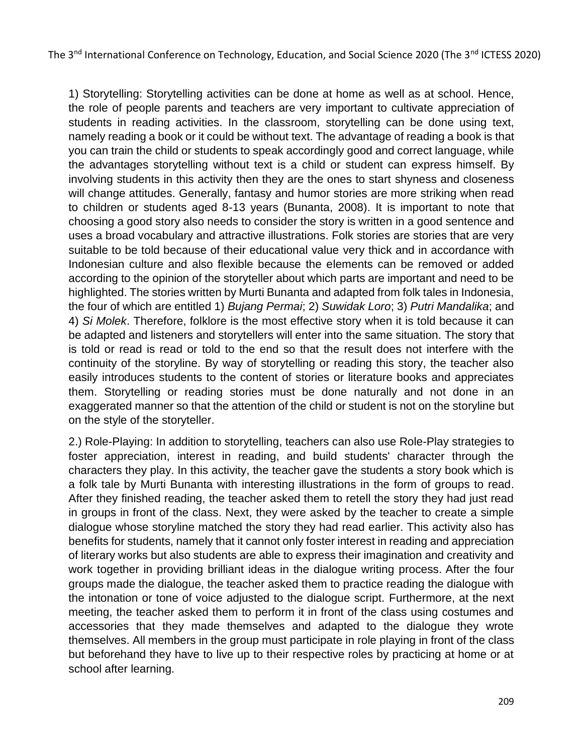1) Storytelling: Storytelling activities can be done at home as well as at school. Hence, the role of people parents and teachers are very important to cultivate appreciation of students in reading activities. In the classroom, storytelling can be done using text, namely reading a book or it could be without text. The advantage of reading a book is that you can train the child or students to speak accordingly good and correct language, while the advantages storytelling without text is a child or student can express himself. By involving students in this activity then they are the ones to start shyness and closeness will change attitudes. Generally, fantasy and humor stories are more striking when read to children or students aged 8-13 years (Bunanta, 2008). It is important to note that choosing a good story also needs to consider the story is written in a good sentence and uses a broad vocabulary and attractive illustrations. Folk stories are stories that are very suitable to be told because of their educational value very thick and in accordance with Indonesian culture and also flexible because the elements can be removed or added according to the opinion of the storyteller about which parts are important and need to be highlighted. The stories written by Murti Bunanta and adapted from folk tales in Indonesia, the four of which are entitled 1) *Bujang Permai*; 2) *Suwidak Loro*; 3) *Putri Mandalika*; and 4) *Si Molek*. Therefore, folklore is the most effective story when it is told because it can be adapted and listeners and storytellers will enter into the same situation. The story that is told or read is read or told to the end so that the result does not interfere with the continuity of the storyline. By way of storytelling or reading this story, the teacher also easily introduces students to the content of stories or literature books and appreciates them. Storytelling or reading stories must be done naturally and not done in an exaggerated manner so that the attention of the child or student is not on the storyline but on the style of the storyteller.

2.) Role-Playing: In addition to storytelling, teachers can also use Role-Play strategies to foster appreciation, interest in reading, and build students' character through the characters they play. In this activity, the teacher gave the students a story book which is a folk tale by Murti Bunanta with interesting illustrations in the form of groups to read. After they finished reading, the teacher asked them to retell the story they had just read in groups in front of the class. Next, they were asked by the teacher to create a simple dialogue whose storyline matched the story they had read earlier. This activity also has benefits for students, namely that it cannot only foster interest in reading and appreciation of literary works but also students are able to express their imagination and creativity and work together in providing brilliant ideas in the dialogue writing process. After the four groups made the dialogue, the teacher asked them to practice reading the dialogue with the intonation or tone of voice adjusted to the dialogue script. Furthermore, at the next meeting, the teacher asked them to perform it in front of the class using costumes and accessories that they made themselves and adapted to the dialogue they wrote themselves. All members in the group must participate in role playing in front of the class but beforehand they have to live up to their respective roles by practicing at home or at school after learning.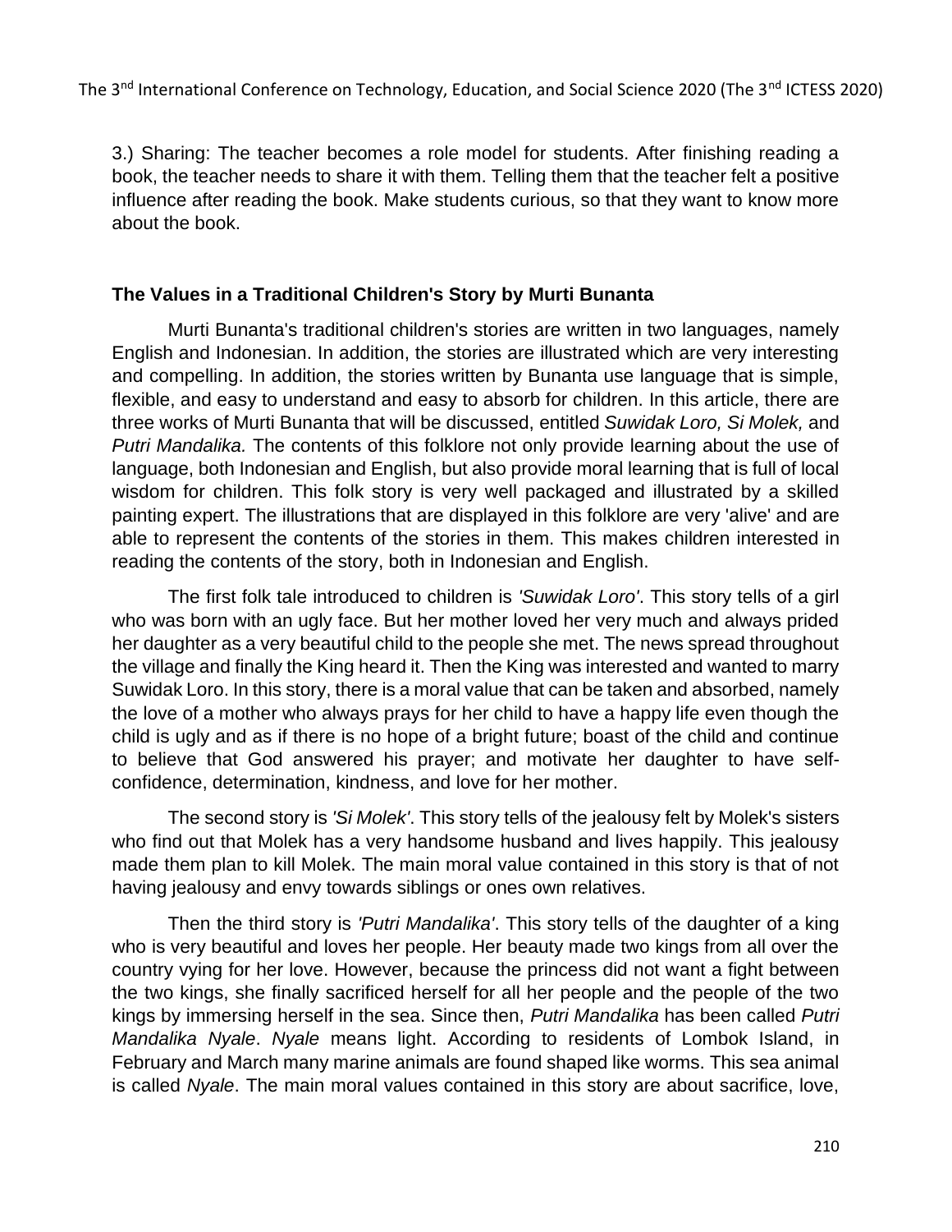3.) Sharing: The teacher becomes a role model for students. After finishing reading a book, the teacher needs to share it with them. Telling them that the teacher felt a positive influence after reading the book. Make students curious, so that they want to know more about the book.

**The Values in a Traditional Children's Story by Murti Bunanta**

Murti Bunanta's traditional children's stories are written in two languages, namely English and Indonesian. In addition, the stories are illustrated which are very interesting and compelling. In addition, the stories written by Bunanta use language that is simple, flexible, and easy to understand and easy to absorb for children. In this article, there are three works of Murti Bunanta that will be discussed, entitled *Suwidak Loro, Si Molek,* and *Putri Mandalika.* The contents of this folklore not only provide learning about the use of language, both Indonesian and English, but also provide moral learning that is full of local wisdom for children. This folk story is very well packaged and illustrated by a skilled painting expert. The illustrations that are displayed in this folklore are very 'alive' and are able to represent the contents of the stories in them. This makes children interested in reading the contents of the story, both in Indonesian and English.

The first folk tale introduced to children is *'Suwidak Loro'*. This story tells of a girl who was born with an ugly face. But her mother loved her very much and always prided her daughter as a very beautiful child to the people she met. The news spread throughout the village and finally the King heard it. Then the King was interested and wanted to marry Suwidak Loro. In this story, there is a moral value that can be taken and absorbed, namely the love of a mother who always prays for her child to have a happy life even though the child is ugly and as if there is no hope of a bright future; boast of the child and continue to believe that God answered his prayer; and motivate her daughter to have self-confidence, determination, kindness, and love for her mother.

The second story is *'Si Molek'*. This story tells of the jealousy felt by Molek's sisters who find out that Molek has a very handsome husband and lives happily. This jealousy made them plan to kill Molek. The main moral value contained in this story is that of not having jealousy and envy towards siblings or ones own relatives.

Then the third story is *'Putri Mandalika'*. This story tells of the daughter of a king who is very beautiful and loves her people. Her beauty made two kings from all over the country vying for her love. However, because the princess did not want a fight between the two kings, she finally sacrificed herself for all her people and the people of the two kings by immersing herself in the sea. Since then, *Putri Mandalika* has been called *Putri Mandalika Nyale*. *Nyale* means light. According to residents of Lombok Island, in February and March many marine animals are found shaped like worms. This sea animal is called *Nyale*. The main moral values contained in this story are about sacrifice, love,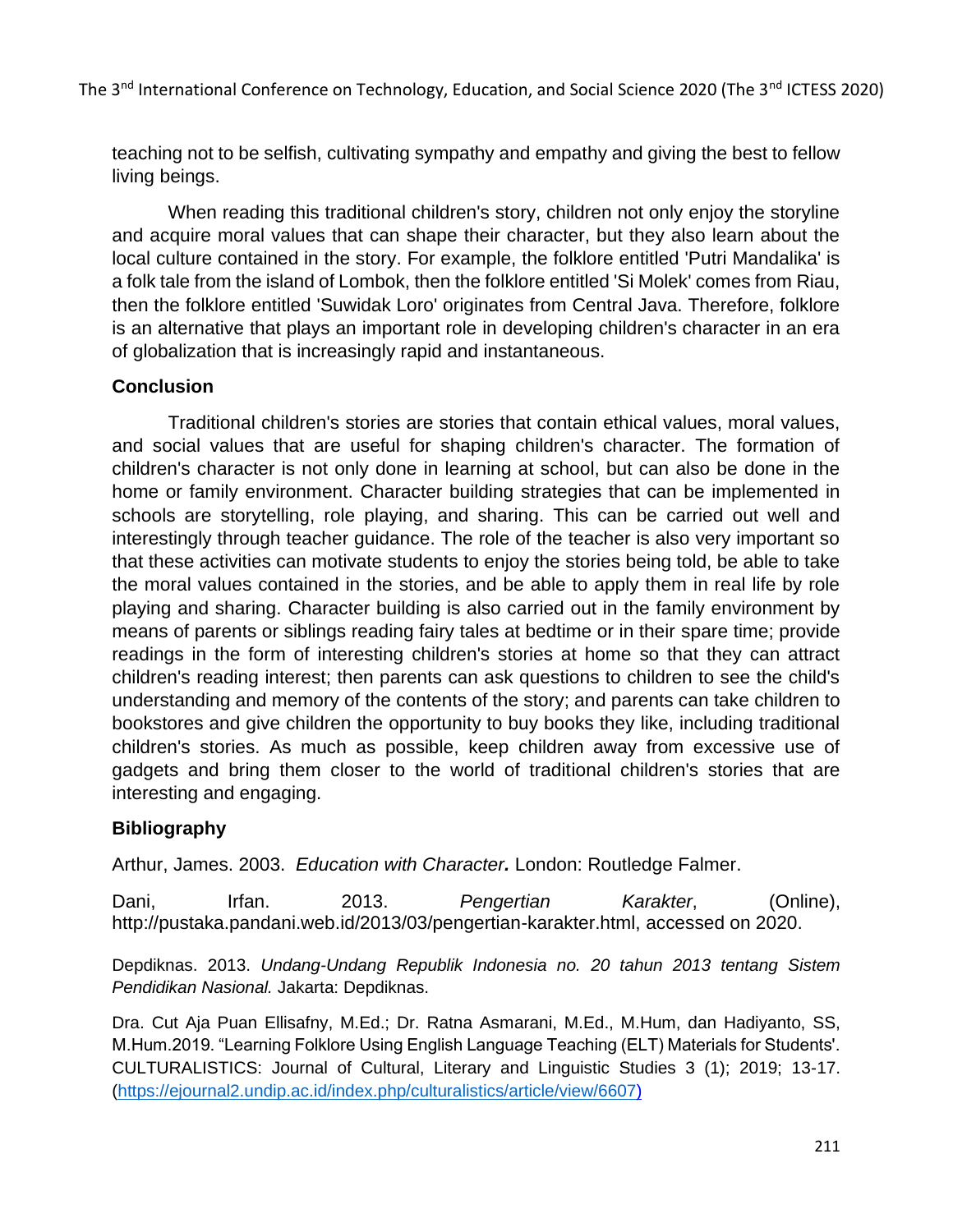teaching not to be selfish, cultivating sympathy and empathy and giving the best to fellow living beings.

When reading this traditional children's story, children not only enjoy the storyline and acquire moral values that can shape their character, but they also learn about the local culture contained in the story. For example, the folklore entitled 'Putri Mandalika' is a folk tale from the island of Lombok, then the folklore entitled 'Si Molek' comes from Riau, then the folklore entitled 'Suwidak Loro' originates from Central Java. Therefore, folklore is an alternative that plays an important role in developing children's character in an era of globalization that is increasingly rapid and instantaneous.

## Conclusion

Traditional children's stories are stories that contain ethical values, moral values, and social values that are useful for shaping children's character. The formation of children's character is not only done in learning at school, but can also be done in the home or family environment. Character building strategies that can be implemented in schools are storytelling, role playing, and sharing. This can be carried out well and interestingly through teacher guidance. The role of the teacher is also very important so that these activities can motivate students to enjoy the stories being told, be able to take the moral values contained in the stories, and be able to apply them in real life by role playing and sharing. Character building is also carried out in the family environment by means of parents or siblings reading fairy tales at bedtime or in their spare time; provide readings in the form of interesting children's stories at home so that they can attract children's reading interest; then parents can ask questions to children to see the child's understanding and memory of the contents of the story; and parents can take children to bookstores and give children the opportunity to buy books they like, including traditional children's stories. As much as possible, keep children away from excessive use of gadgets and bring them closer to the world of traditional children's stories that are interesting and engaging.

## Bibliography

Arthur, James. 2003. *Education with Character.* London: Routledge Falmer.

Dani, Irfan. 2013. *Pengertian Karakter*, (Online), http://pustaka.pandani.web.id/2013/03/pengertian-karakter.html, accessed on 2020.

Depdiknas. 2013. *Undang-Undang Republik Indonesia no. 20 tahun 2013 tentang Sistem Pendidikan Nasional.* Jakarta: Depdiknas.

Dra. Cut Aja Puan Ellisafny, M.Ed.; Dr. Ratna Asmarani, M.Ed., M.Hum, dan Hadiyanto, SS, M.Hum.2019. "Learning Folklore Using English Language Teaching (ELT) Materials for Students'. CULTURALISTICS: Journal of Cultural, Literary and Linguistic Studies 3 (1); 2019; 13-17. (https://ejournal2.undip.ac.id/index.php/culturalistics/article/view/6607)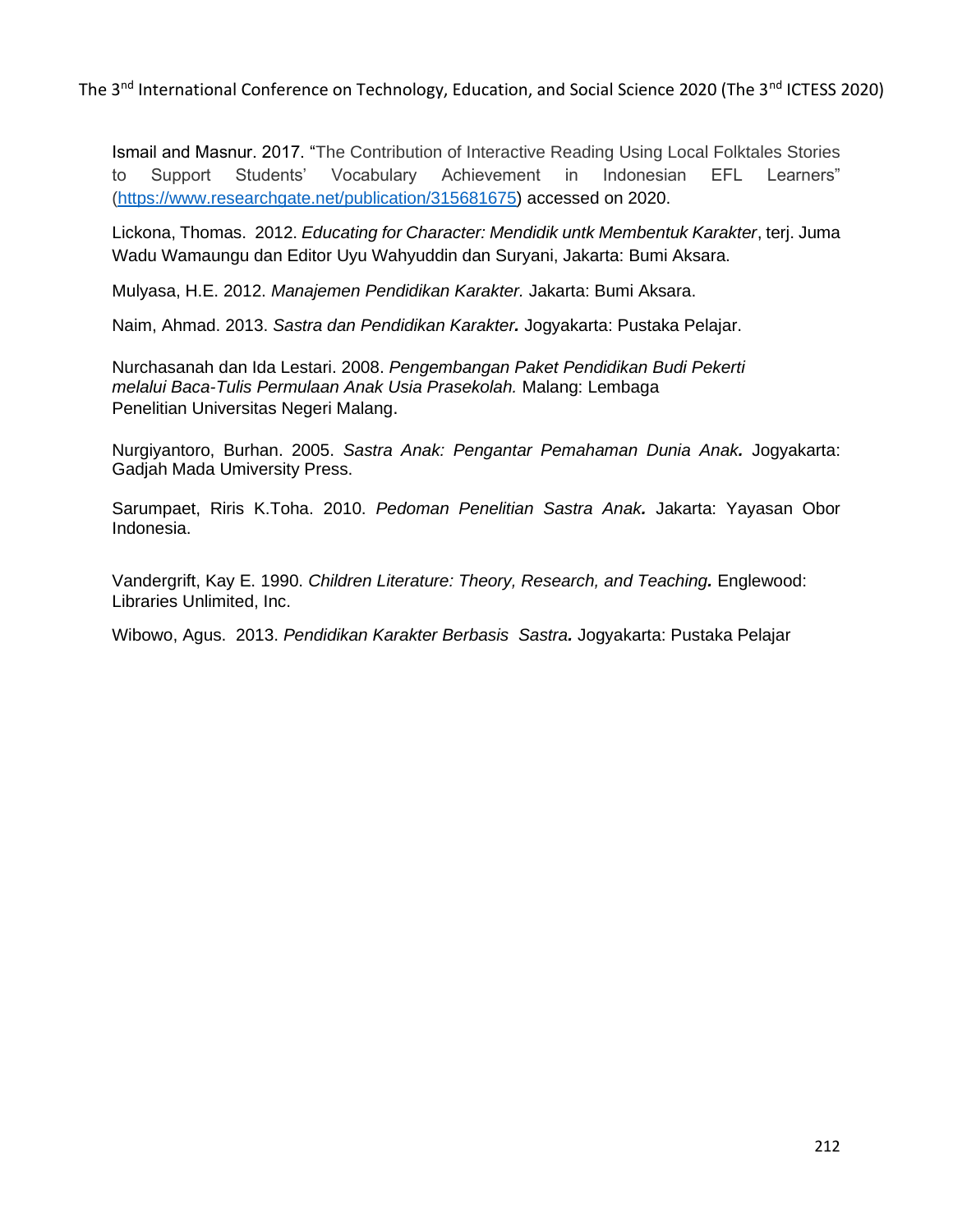Ismail and Masnur. 2017. "The Contribution of Interactive Reading Using Local Folktales Stories to Support Students' Vocabulary Achievement in Indonesian EFL Learners" (https://www.researchgate.net/publication/315681675) accessed on 2020.

Lickona, Thomas. 2012. *Educating for Character: Mendidik untk Membentuk Karakter*, terj. Juma Wadu Wamaungu dan Editor Uyu Wahyuddin dan Suryani, Jakarta: Bumi Aksara.

Mulyasa, H.E. 2012. *Manajemen Pendidikan Karakter.* Jakarta: Bumi Aksara.

Naim, Ahmad. 2013. *Sastra dan Pendidikan Karakter.* Jogyakarta: Pustaka Pelajar.

Nurchasanah dan Ida Lestari. 2008. *Pengembangan Paket Pendidikan Budi Pekerti melalui Baca-Tulis Permulaan Anak Usia Prasekolah.* Malang: Lembaga Penelitian Universitas Negeri Malang.

Nurgiyantoro, Burhan. 2005. *Sastra Anak: Pengantar Pemahaman Dunia Anak.* Jogyakarta: Gadjah Mada Umiversity Press.

Sarumpaet, Riris K.Toha. 2010. *Pedoman Penelitian Sastra Anak.* Jakarta: Yayasan Obor Indonesia.

Vandergrift, Kay E. 1990. *Children Literature: Theory, Research, and Teaching.* Englewood: Libraries Unlimited, Inc.

Wibowo, Agus. 2013. *Pendidikan Karakter Berbasis Sastra.* Jogyakarta: Pustaka Pelajar